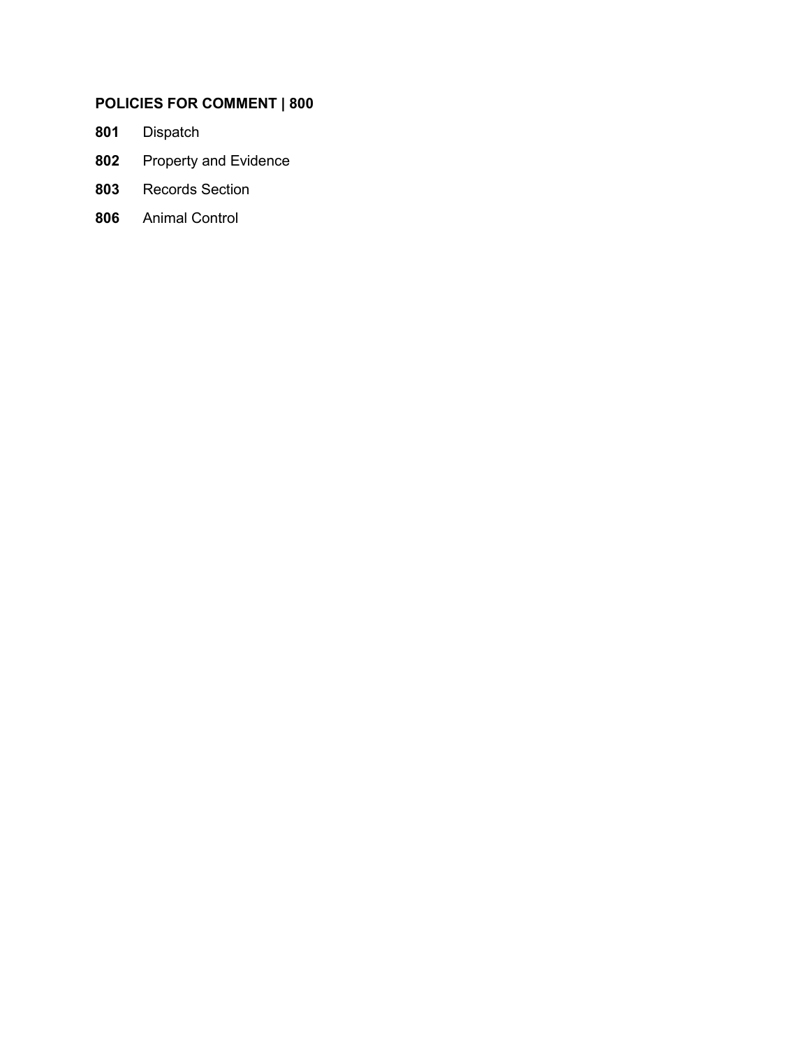**POLICIES FOR COMMENT | 800**

**801** Dispatch

**802** Property and Evidence

**803** Records Section

**806** Animal Control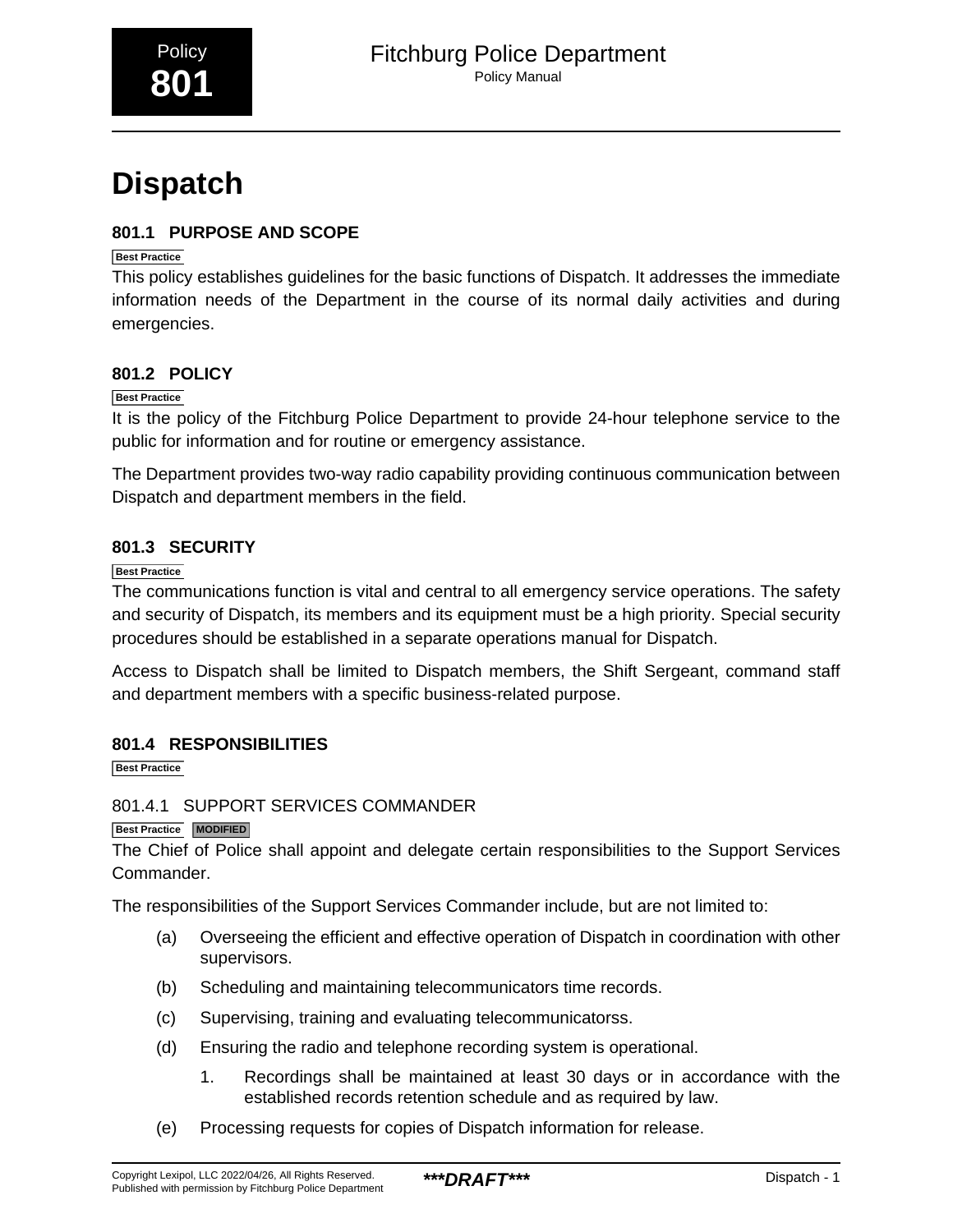Policy
**801**

# Dispatch

## 801.1 PURPOSE AND SCOPE

Best Practice

This policy establishes guidelines for the basic functions of Dispatch. It addresses the immediate information needs of the Department in the course of its normal daily activities and during emergencies.

## 801.2 POLICY

Best Practice

It is the policy of the Fitchburg Police Department to provide 24-hour telephone service to the public for information and for routine or emergency assistance.

The Department provides two-way radio capability providing continuous communication between Dispatch and department members in the field.

## 801.3 SECURITY

Best Practice

The communications function is vital and central to all emergency service operations. The safety and security of Dispatch, its members and its equipment must be a high priority. Special security procedures should be established in a separate operations manual for Dispatch.

Access to Dispatch shall be limited to Dispatch members, the Shift Sergeant, command staff and department members with a specific business-related purpose.

## 801.4 RESPONSIBILITIES

Best Practice

### 801.4.1 SUPPORT SERVICES COMMANDER

Best Practice MODIFIED

The Chief of Police shall appoint and delegate certain responsibilities to the Support Services Commander.

The responsibilities of the Support Services Commander include, but are not limited to:

(a) Overseeing the efficient and effective operation of Dispatch in coordination with other supervisors.

(b) Scheduling and maintaining telecommunicators time records.

(c) Supervising, training and evaluating telecommunicatorss.

(d) Ensuring the radio and telephone recording system is operational.

1. Recordings shall be maintained at least 30 days or in accordance with the established records retention schedule and as required by law.

(e) Processing requests for copies of Dispatch information for release.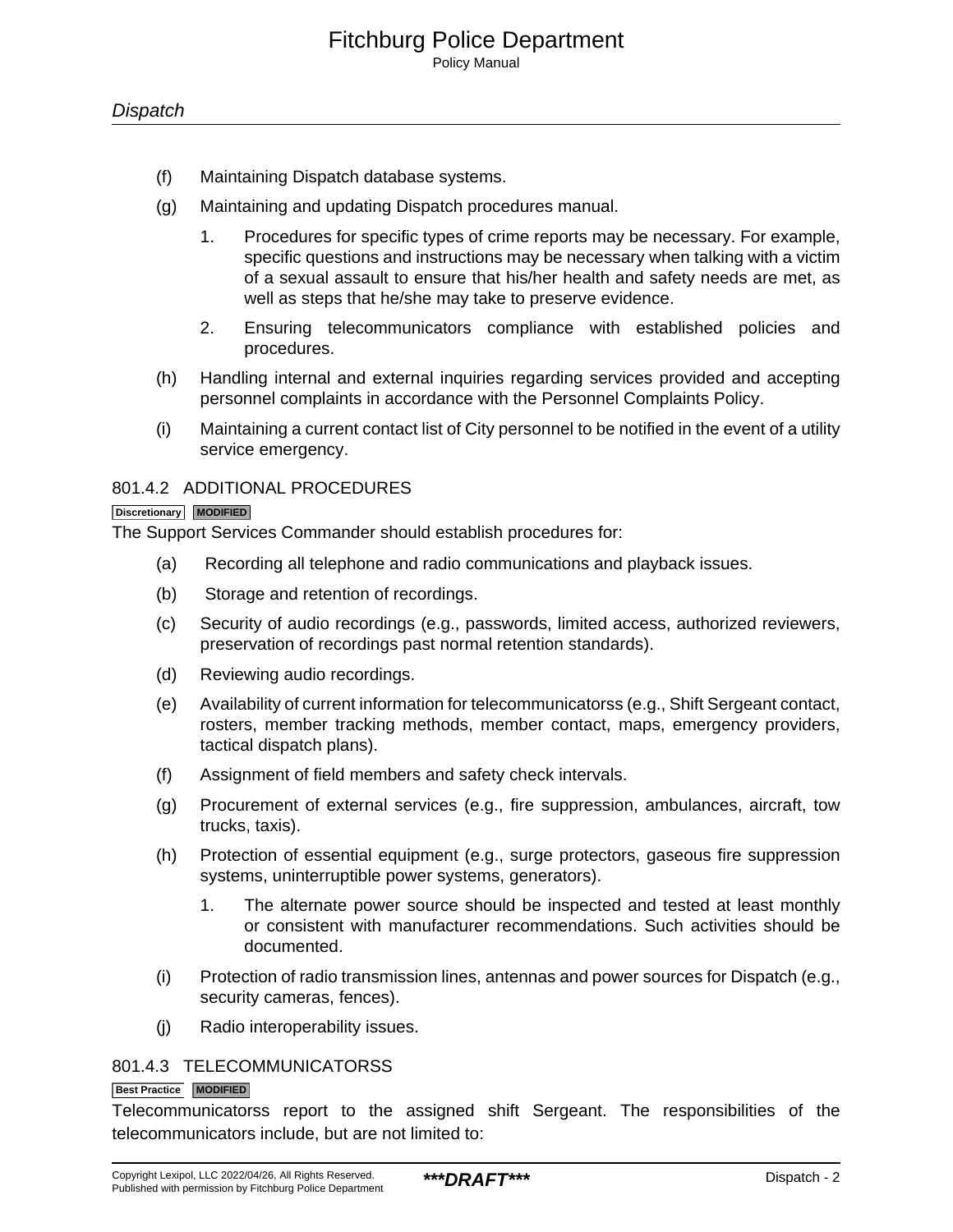(f) Maintaining Dispatch database systems.

(g) Maintaining and updating Dispatch procedures manual.

1. Procedures for specific types of crime reports may be necessary. For example, specific questions and instructions may be necessary when talking with a victim of a sexual assault to ensure that his/her health and safety needs are met, as well as steps that he/she may take to preserve evidence.

2. Ensuring telecommunicators compliance with established policies and procedures.

(h) Handling internal and external inquiries regarding services provided and accepting personnel complaints in accordance with the Personnel Complaints Policy.

(i) Maintaining a current contact list of City personnel to be notified in the event of a utility service emergency.

### 801.4.2 ADDITIONAL PROCEDURES

**Discretionary** **MODIFIED**

The Support Services Commander should establish procedures for:

(a) Recording all telephone and radio communications and playback issues.

(b) Storage and retention of recordings.

(c) Security of audio recordings (e.g., passwords, limited access, authorized reviewers, preservation of recordings past normal retention standards).

(d) Reviewing audio recordings.

(e) Availability of current information for telecommunicatorss (e.g., Shift Sergeant contact, rosters, member tracking methods, member contact, maps, emergency providers, tactical dispatch plans).

(f) Assignment of field members and safety check intervals.

(g) Procurement of external services (e.g., fire suppression, ambulances, aircraft, tow trucks, taxis).

(h) Protection of essential equipment (e.g., surge protectors, gaseous fire suppression systems, uninterruptible power systems, generators).

1. The alternate power source should be inspected and tested at least monthly or consistent with manufacturer recommendations. Such activities should be documented.

(i) Protection of radio transmission lines, antennas and power sources for Dispatch (e.g., security cameras, fences).

(j) Radio interoperability issues.

### 801.4.3 TELECOMMUNICATORSS

**Best Practice** **MODIFIED**

Telecommunicatorss report to the assigned shift Sergeant. The responsibilities of the telecommunicators include, but are not limited to: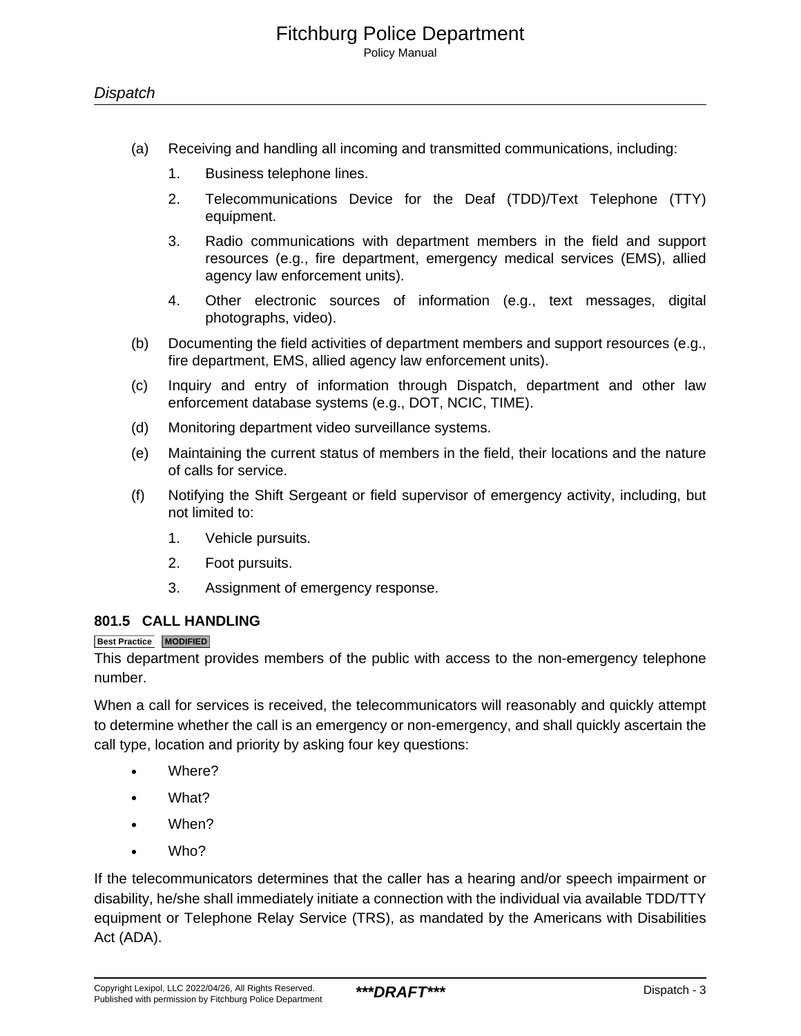(a) Receiving and handling all incoming and transmitted communications, including:

1. Business telephone lines.
2. Telecommunications Device for the Deaf (TDD)/Text Telephone (TTY) equipment.
3. Radio communications with department members in the field and support resources (e.g., fire department, emergency medical services (EMS), allied agency law enforcement units).
4. Other electronic sources of information (e.g., text messages, digital photographs, video).

(b) Documenting the field activities of department members and support resources (e.g., fire department, EMS, allied agency law enforcement units).

(c) Inquiry and entry of information through Dispatch, department and other law enforcement database systems (e.g., DOT, NCIC, TIME).

(d) Monitoring department video surveillance systems.

(e) Maintaining the current status of members in the field, their locations and the nature of calls for service.

(f) Notifying the Shift Sergeant or field supervisor of emergency activity, including, but not limited to:

1. Vehicle pursuits.
2. Foot pursuits.
3. Assignment of emergency response.

### 801.5 CALL HANDLING

**Best Practice** **MODIFIED**

This department provides members of the public with access to the non-emergency telephone number.

When a call for services is received, the telecommunicators will reasonably and quickly attempt to determine whether the call is an emergency or non-emergency, and shall quickly ascertain the call type, location and priority by asking four key questions:

- Where?
- What?
- When?
- Who?

If the telecommunicators determines that the caller has a hearing and/or speech impairment or disability, he/she shall immediately initiate a connection with the individual via available TDD/TTY equipment or Telephone Relay Service (TRS), as mandated by the Americans with Disabilities Act (ADA).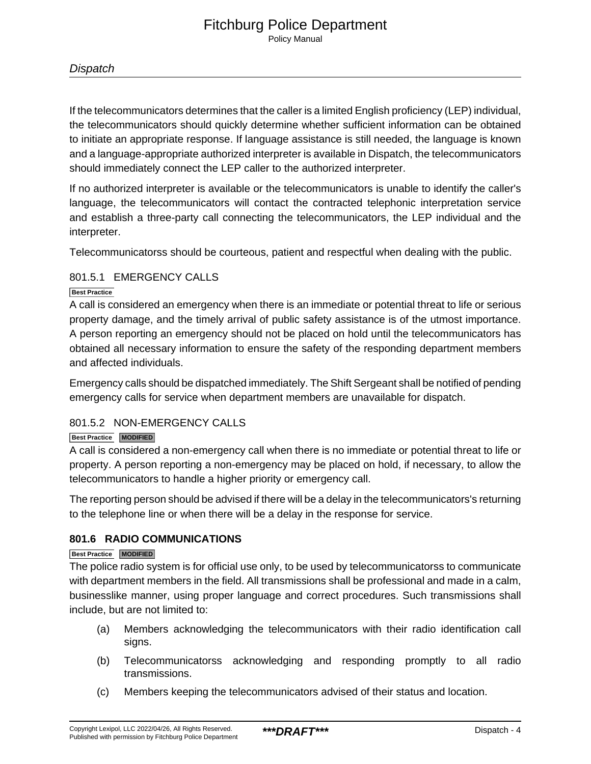If the telecommunicators determines that the caller is a limited English proficiency (LEP) individual, the telecommunicators should quickly determine whether sufficient information can be obtained to initiate an appropriate response. If language assistance is still needed, the language is known and a language-appropriate authorized interpreter is available in Dispatch, the telecommunicators should immediately connect the LEP caller to the authorized interpreter.

If no authorized interpreter is available or the telecommunicators is unable to identify the caller's language, the telecommunicators will contact the contracted telephonic interpretation service and establish a three-party call connecting the telecommunicators, the LEP individual and the interpreter.

Telecommunicatorss should be courteous, patient and respectful when dealing with the public.

### 801.5.1 EMERGENCY CALLS

Best Practice

A call is considered an emergency when there is an immediate or potential threat to life or serious property damage, and the timely arrival of public safety assistance is of the utmost importance. A person reporting an emergency should not be placed on hold until the telecommunicators has obtained all necessary information to ensure the safety of the responding department members and affected individuals.

Emergency calls should be dispatched immediately. The Shift Sergeant shall be notified of pending emergency calls for service when department members are unavailable for dispatch.

### 801.5.2 NON-EMERGENCY CALLS

Best Practice MODIFIED

A call is considered a non-emergency call when there is no immediate or potential threat to life or property. A person reporting a non-emergency may be placed on hold, if necessary, to allow the telecommunicators to handle a higher priority or emergency call.

The reporting person should be advised if there will be a delay in the telecommunicators's returning to the telephone line or when there will be a delay in the response for service.

## 801.6 RADIO COMMUNICATIONS

Best Practice MODIFIED

The police radio system is for official use only, to be used by telecommunicatorss to communicate with department members in the field. All transmissions shall be professional and made in a calm, businesslike manner, using proper language and correct procedures. Such transmissions shall include, but are not limited to:

(a) Members acknowledging the telecommunicators with their radio identification call signs.

(b) Telecommunicatorss acknowledging and responding promptly to all radio transmissions.

(c) Members keeping the telecommunicators advised of their status and location.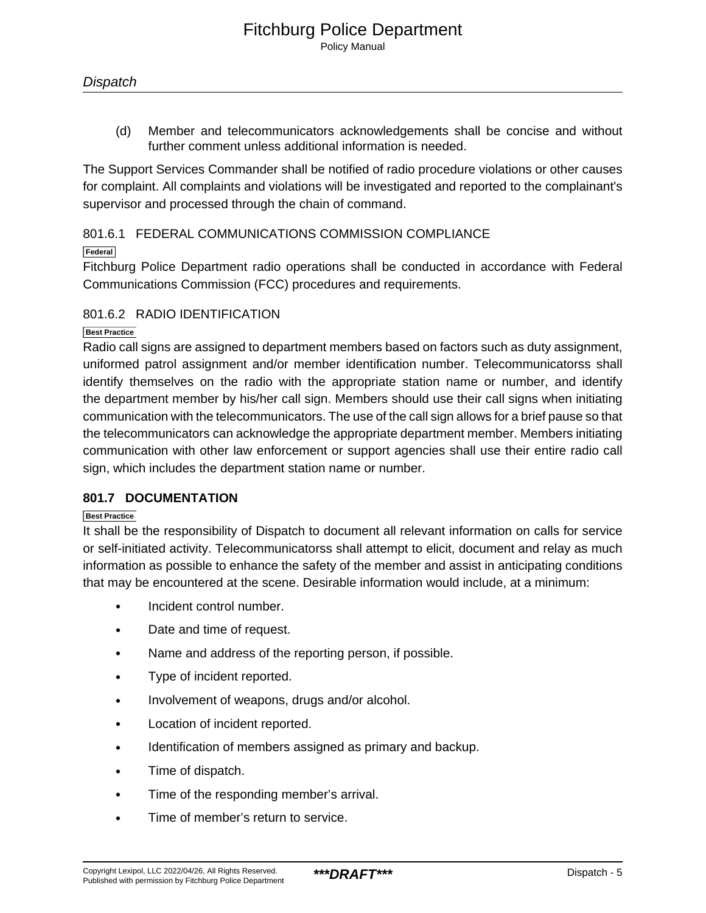(d) Member and telecommunicators acknowledgements shall be concise and without further comment unless additional information is needed.

The Support Services Commander shall be notified of radio procedure violations or other causes for complaint. All complaints and violations will be investigated and reported to the complainant's supervisor and processed through the chain of command.

### 801.6.1 FEDERAL COMMUNICATIONS COMMISSION COMPLIANCE

Federal

Fitchburg Police Department radio operations shall be conducted in accordance with Federal Communications Commission (FCC) procedures and requirements.

### 801.6.2 RADIO IDENTIFICATION

Best Practice

Radio call signs are assigned to department members based on factors such as duty assignment, uniformed patrol assignment and/or member identification number. Telecommunicatorss shall identify themselves on the radio with the appropriate station name or number, and identify the department member by his/her call sign. Members should use their call signs when initiating communication with the telecommunicators. The use of the call sign allows for a brief pause so that the telecommunicators can acknowledge the appropriate department member. Members initiating communication with other law enforcement or support agencies shall use their entire radio call sign, which includes the department station name or number.

## 801.7 DOCUMENTATION

Best Practice

It shall be the responsibility of Dispatch to document all relevant information on calls for service or self-initiated activity. Telecommunicatorss shall attempt to elicit, document and relay as much information as possible to enhance the safety of the member and assist in anticipating conditions that may be encountered at the scene. Desirable information would include, at a minimum:

- Incident control number.
- Date and time of request.
- Name and address of the reporting person, if possible.
- Type of incident reported.
- Involvement of weapons, drugs and/or alcohol.
- Location of incident reported.
- Identification of members assigned as primary and backup.
- Time of dispatch.
- Time of the responding member's arrival.
- Time of member's return to service.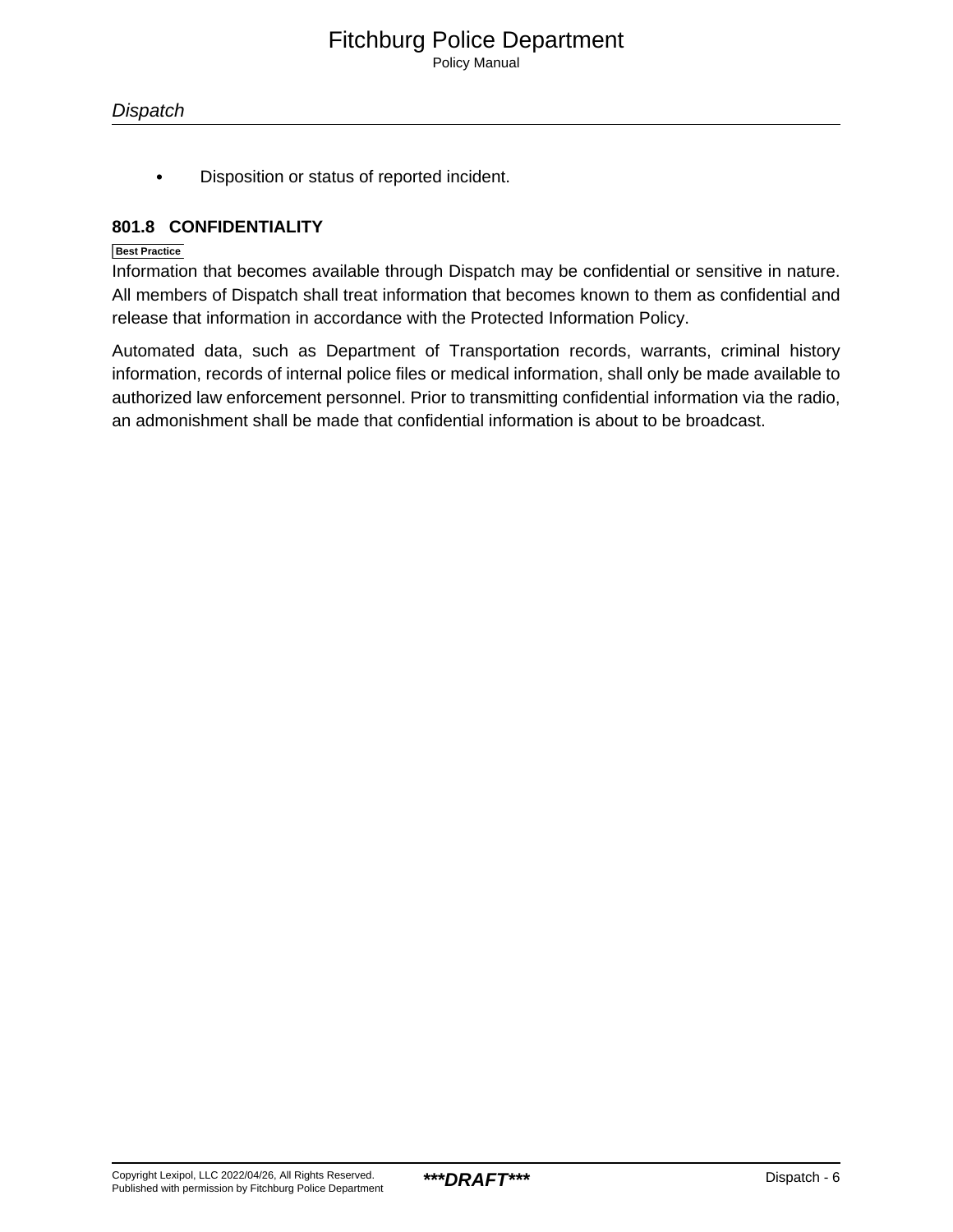- Disposition or status of reported incident.

## 801.8 CONFIDENTIALITY

Best Practice

Information that becomes available through Dispatch may be confidential or sensitive in nature. All members of Dispatch shall treat information that becomes known to them as confidential and release that information in accordance with the Protected Information Policy.

Automated data, such as Department of Transportation records, warrants, criminal history information, records of internal police files or medical information, shall only be made available to authorized law enforcement personnel. Prior to transmitting confidential information via the radio, an admonishment shall be made that confidential information is about to be broadcast.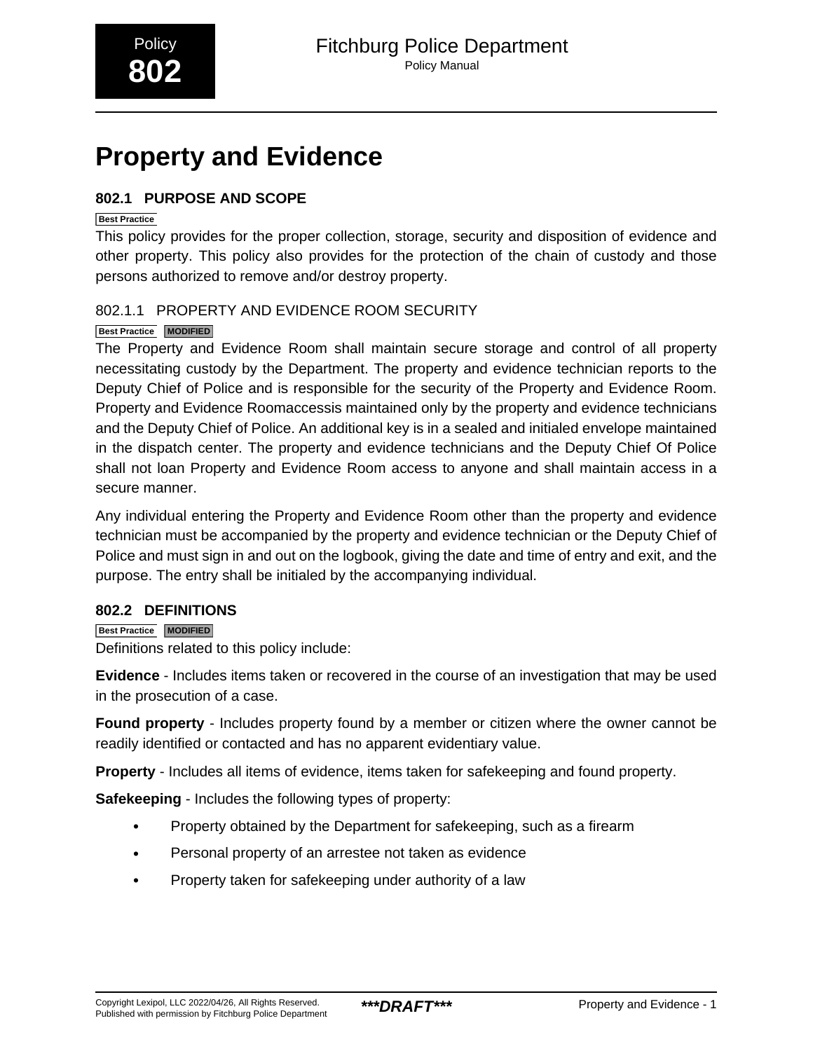Policy **802**

# Property and Evidence

## 802.1 PURPOSE AND SCOPE

Best Practice

This policy provides for the proper collection, storage, security and disposition of evidence and other property. This policy also provides for the protection of the chain of custody and those persons authorized to remove and/or destroy property.

### 802.1.1 PROPERTY AND EVIDENCE ROOM SECURITY

Best Practice MODIFIED

The Property and Evidence Room shall maintain secure storage and control of all property necessitating custody by the Department. The property and evidence technician reports to the Deputy Chief of Police and is responsible for the security of the Property and Evidence Room. Property and Evidence Roomaccessis maintained only by the property and evidence technicians and the Deputy Chief of Police. An additional key is in a sealed and initialed envelope maintained in the dispatch center. The property and evidence technicians and the Deputy Chief Of Police shall not loan Property and Evidence Room access to anyone and shall maintain access in a secure manner.

Any individual entering the Property and Evidence Room other than the property and evidence technician must be accompanied by the property and evidence technician or the Deputy Chief of Police and must sign in and out on the logbook, giving the date and time of entry and exit, and the purpose. The entry shall be initialed by the accompanying individual.

## 802.2 DEFINITIONS

Best Practice MODIFIED

Definitions related to this policy include:

**Evidence** - Includes items taken or recovered in the course of an investigation that may be used in the prosecution of a case.

**Found property** - Includes property found by a member or citizen where the owner cannot be readily identified or contacted and has no apparent evidentiary value.

**Property** - Includes all items of evidence, items taken for safekeeping and found property.

**Safekeeping** - Includes the following types of property:

- Property obtained by the Department for safekeeping, such as a firearm
- Personal property of an arrestee not taken as evidence
- Property taken for safekeeping under authority of a law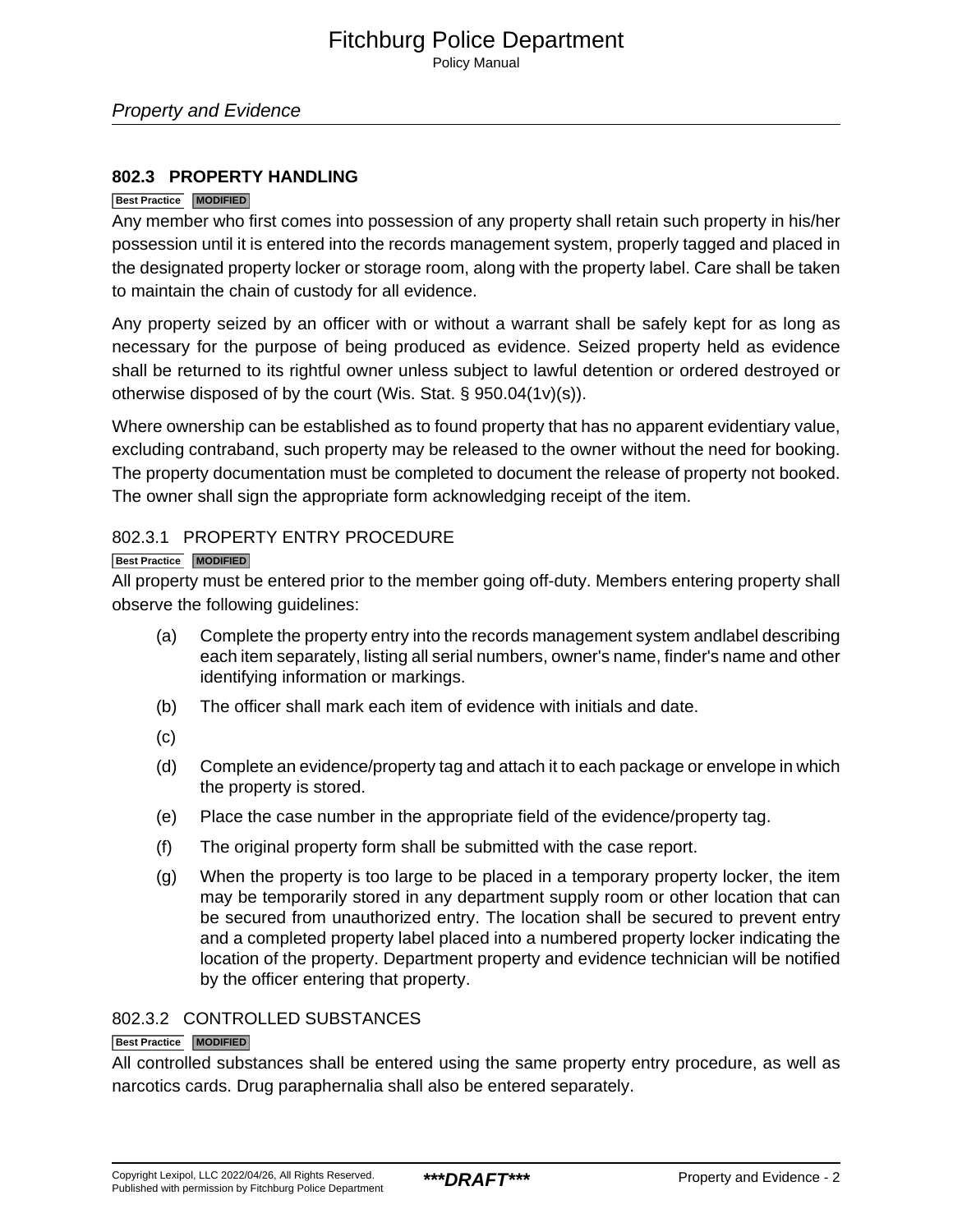## 802.3 PROPERTY HANDLING

Best Practice MODIFIED

Any member who first comes into possession of any property shall retain such property in his/her possession until it is entered into the records management system, properly tagged and placed in the designated property locker or storage room, along with the property label. Care shall be taken to maintain the chain of custody for all evidence.

Any property seized by an officer with or without a warrant shall be safely kept for as long as necessary for the purpose of being produced as evidence. Seized property held as evidence shall be returned to its rightful owner unless subject to lawful detention or ordered destroyed or otherwise disposed of by the court (Wis. Stat. § 950.04(1v)(s)).

Where ownership can be established as to found property that has no apparent evidentiary value, excluding contraband, such property may be released to the owner without the need for booking. The property documentation must be completed to document the release of property not booked. The owner shall sign the appropriate form acknowledging receipt of the item.

### 802.3.1 PROPERTY ENTRY PROCEDURE

Best Practice MODIFIED

All property must be entered prior to the member going off-duty. Members entering property shall observe the following guidelines:

(a) Complete the property entry into the records management system andlabel describing each item separately, listing all serial numbers, owner's name, finder's name and other identifying information or markings.

(b) The officer shall mark each item of evidence with initials and date.

(c)

(d) Complete an evidence/property tag and attach it to each package or envelope in which the property is stored.

(e) Place the case number in the appropriate field of the evidence/property tag.

(f) The original property form shall be submitted with the case report.

(g) When the property is too large to be placed in a temporary property locker, the item may be temporarily stored in any department supply room or other location that can be secured from unauthorized entry. The location shall be secured to prevent entry and a completed property label placed into a numbered property locker indicating the location of the property. Department property and evidence technician will be notified by the officer entering that property.

### 802.3.2 CONTROLLED SUBSTANCES

Best Practice MODIFIED

All controlled substances shall be entered using the same property entry procedure, as well as narcotics cards. Drug paraphernalia shall also be entered separately.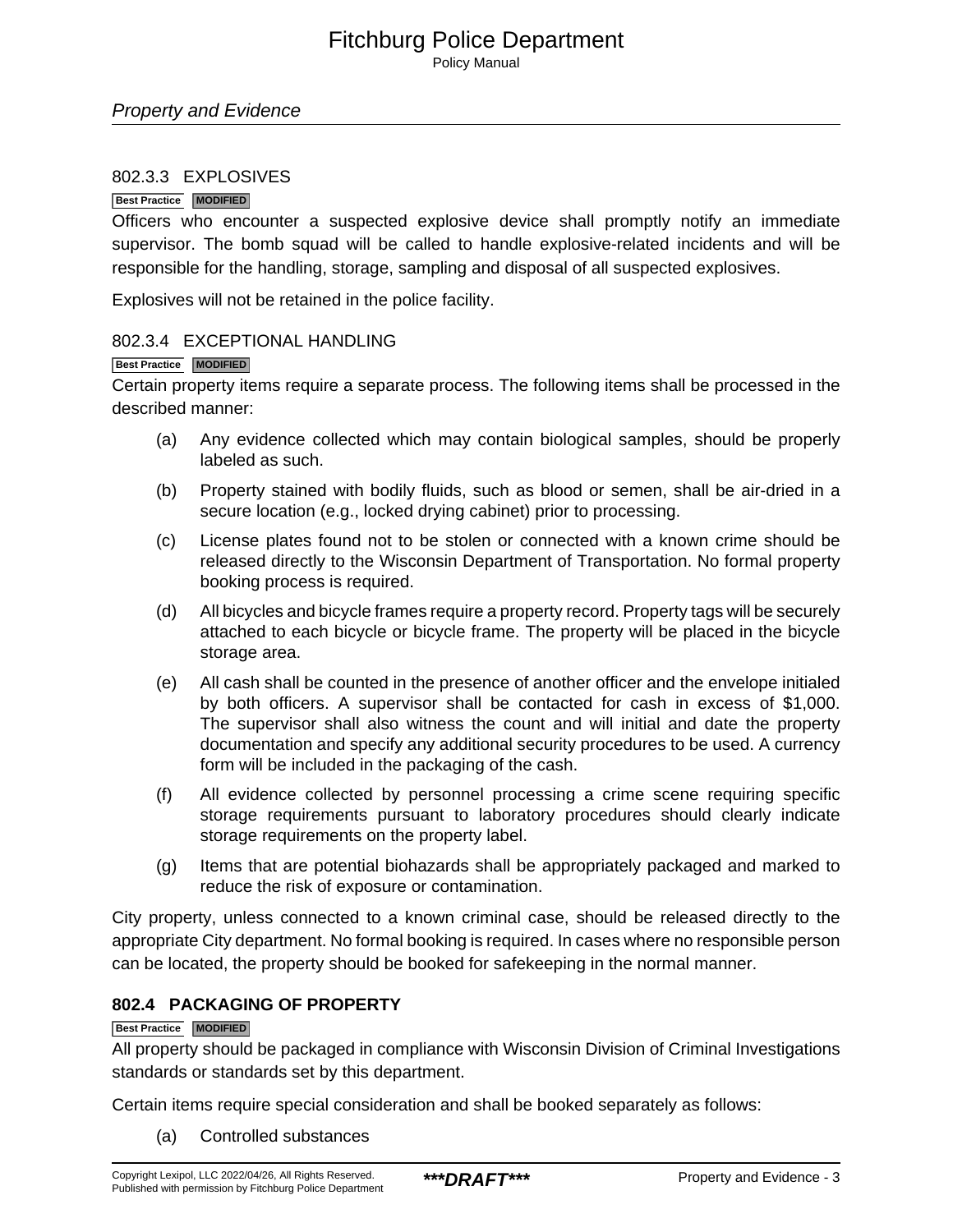### 802.3.3 EXPLOSIVES

**Best Practice** **MODIFIED**

Officers who encounter a suspected explosive device shall promptly notify an immediate supervisor. The bomb squad will be called to handle explosive-related incidents and will be responsible for the handling, storage, sampling and disposal of all suspected explosives.

Explosives will not be retained in the police facility.

### 802.3.4 EXCEPTIONAL HANDLING

**Best Practice** **MODIFIED**

Certain property items require a separate process. The following items shall be processed in the described manner:

(a) Any evidence collected which may contain biological samples, should be properly labeled as such.

(b) Property stained with bodily fluids, such as blood or semen, shall be air-dried in a secure location (e.g., locked drying cabinet) prior to processing.

(c) License plates found not to be stolen or connected with a known crime should be released directly to the Wisconsin Department of Transportation. No formal property booking process is required.

(d) All bicycles and bicycle frames require a property record. Property tags will be securely attached to each bicycle or bicycle frame. The property will be placed in the bicycle storage area.

(e) All cash shall be counted in the presence of another officer and the envelope initialed by both officers. A supervisor shall be contacted for cash in excess of $1,000. The supervisor shall also witness the count and will initial and date the property documentation and specify any additional security procedures to be used. A currency form will be included in the packaging of the cash.

(f) All evidence collected by personnel processing a crime scene requiring specific storage requirements pursuant to laboratory procedures should clearly indicate storage requirements on the property label.

(g) Items that are potential biohazards shall be appropriately packaged and marked to reduce the risk of exposure or contamination.

City property, unless connected to a known criminal case, should be released directly to the appropriate City department. No formal booking is required. In cases where no responsible person can be located, the property should be booked for safekeeping in the normal manner.

## 802.4 PACKAGING OF PROPERTY

**Best Practice** **MODIFIED**

All property should be packaged in compliance with Wisconsin Division of Criminal Investigations standards or standards set by this department.

Certain items require special consideration and shall be booked separately as follows:

(a) Controlled substances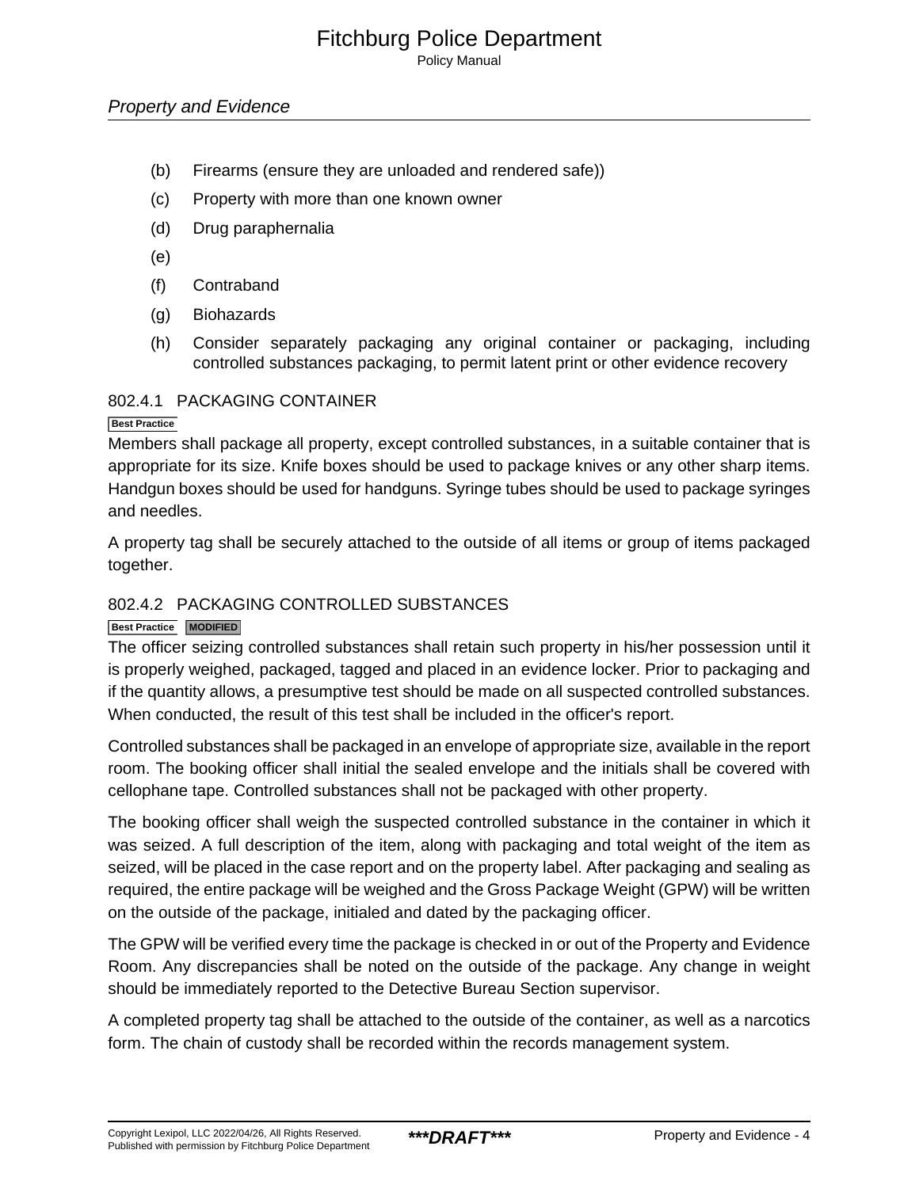(b) Firearms (ensure they are unloaded and rendered safe))

(c) Property with more than one known owner

(d) Drug paraphernalia

(e)

(f) Contraband

(g) Biohazards

(h) Consider separately packaging any original container or packaging, including controlled substances packaging, to permit latent print or other evidence recovery

### 802.4.1 PACKAGING CONTAINER

**Best Practice**

Members shall package all property, except controlled substances, in a suitable container that is appropriate for its size. Knife boxes should be used to package knives or any other sharp items. Handgun boxes should be used for handguns. Syringe tubes should be used to package syringes and needles.

A property tag shall be securely attached to the outside of all items or group of items packaged together.

### 802.4.2 PACKAGING CONTROLLED SUBSTANCES

**Best Practice** **MODIFIED**

The officer seizing controlled substances shall retain such property in his/her possession until it is properly weighed, packaged, tagged and placed in an evidence locker. Prior to packaging and if the quantity allows, a presumptive test should be made on all suspected controlled substances. When conducted, the result of this test shall be included in the officer's report.

Controlled substances shall be packaged in an envelope of appropriate size, available in the report room. The booking officer shall initial the sealed envelope and the initials shall be covered with cellophane tape. Controlled substances shall not be packaged with other property.

The booking officer shall weigh the suspected controlled substance in the container in which it was seized. A full description of the item, along with packaging and total weight of the item as seized, will be placed in the case report and on the property label. After packaging and sealing as required, the entire package will be weighed and the Gross Package Weight (GPW) will be written on the outside of the package, initialed and dated by the packaging officer.

The GPW will be verified every time the package is checked in or out of the Property and Evidence Room. Any discrepancies shall be noted on the outside of the package. Any change in weight should be immediately reported to the Detective Bureau Section supervisor.

A completed property tag shall be attached to the outside of the container, as well as a narcotics form. The chain of custody shall be recorded within the records management system.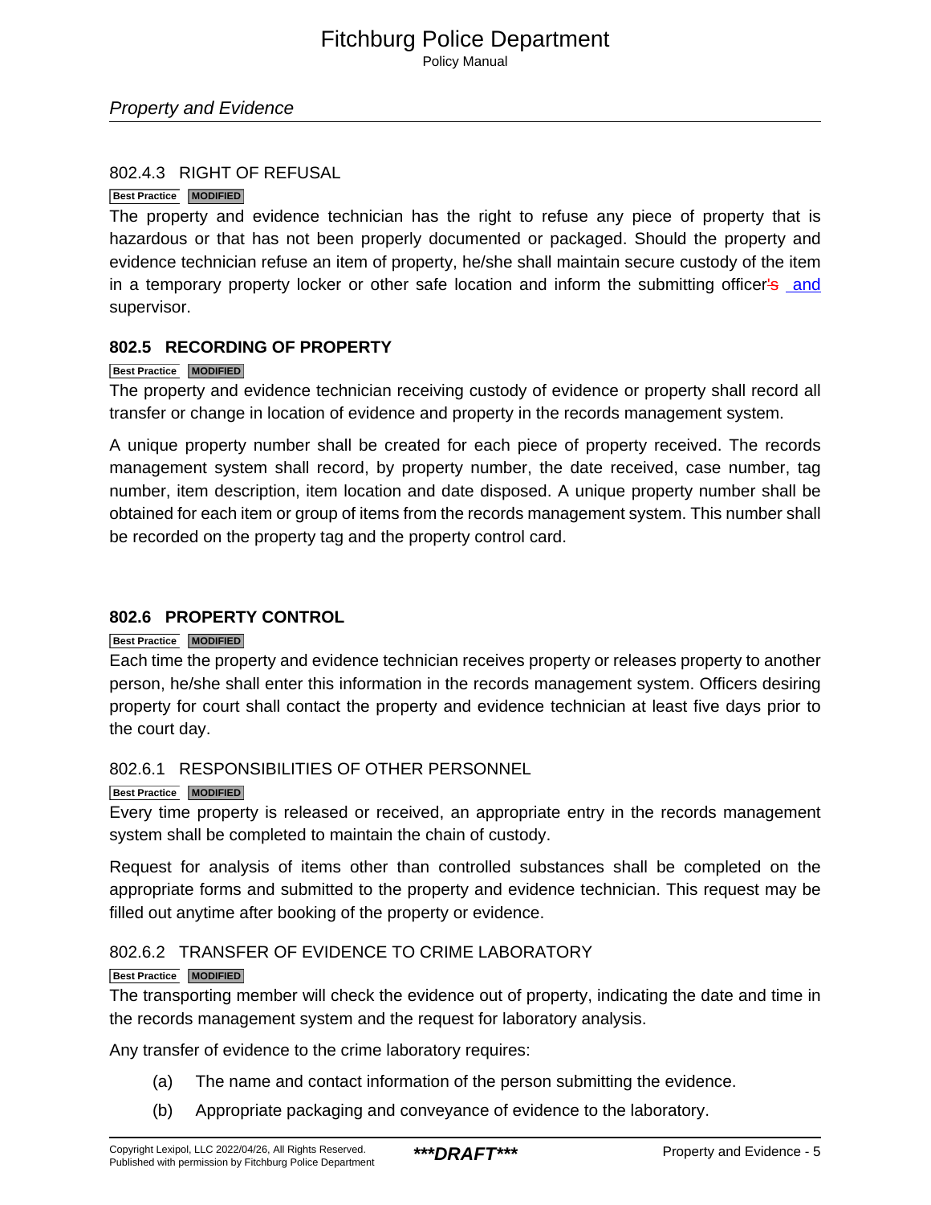### 802.4.3 RIGHT OF REFUSAL

Best Practice MODIFIED

The property and evidence technician has the right to refuse any piece of property that is hazardous or that has not been properly documented or packaged. Should the property and evidence technician refuse an item of property, he/she shall maintain secure custody of the item in a temporary property locker or other safe location and inform the submitting officer's and supervisor.

## 802.5 RECORDING OF PROPERTY

Best Practice MODIFIED

The property and evidence technician receiving custody of evidence or property shall record all transfer or change in location of evidence and property in the records management system.

A unique property number shall be created for each piece of property received. The records management system shall record, by property number, the date received, case number, tag number, item description, item location and date disposed. A unique property number shall be obtained for each item or group of items from the records management system. This number shall be recorded on the property tag and the property control card.

## 802.6 PROPERTY CONTROL

Best Practice MODIFIED

Each time the property and evidence technician receives property or releases property to another person, he/she shall enter this information in the records management system. Officers desiring property for court shall contact the property and evidence technician at least five days prior to the court day.

### 802.6.1 RESPONSIBILITIES OF OTHER PERSONNEL

Best Practice MODIFIED

Every time property is released or received, an appropriate entry in the records management system shall be completed to maintain the chain of custody.

Request for analysis of items other than controlled substances shall be completed on the appropriate forms and submitted to the property and evidence technician. This request may be filled out anytime after booking of the property or evidence.

### 802.6.2 TRANSFER OF EVIDENCE TO CRIME LABORATORY

Best Practice MODIFIED

The transporting member will check the evidence out of property, indicating the date and time in the records management system and the request for laboratory analysis.

Any transfer of evidence to the crime laboratory requires:

(a) The name and contact information of the person submitting the evidence.

(b) Appropriate packaging and conveyance of evidence to the laboratory.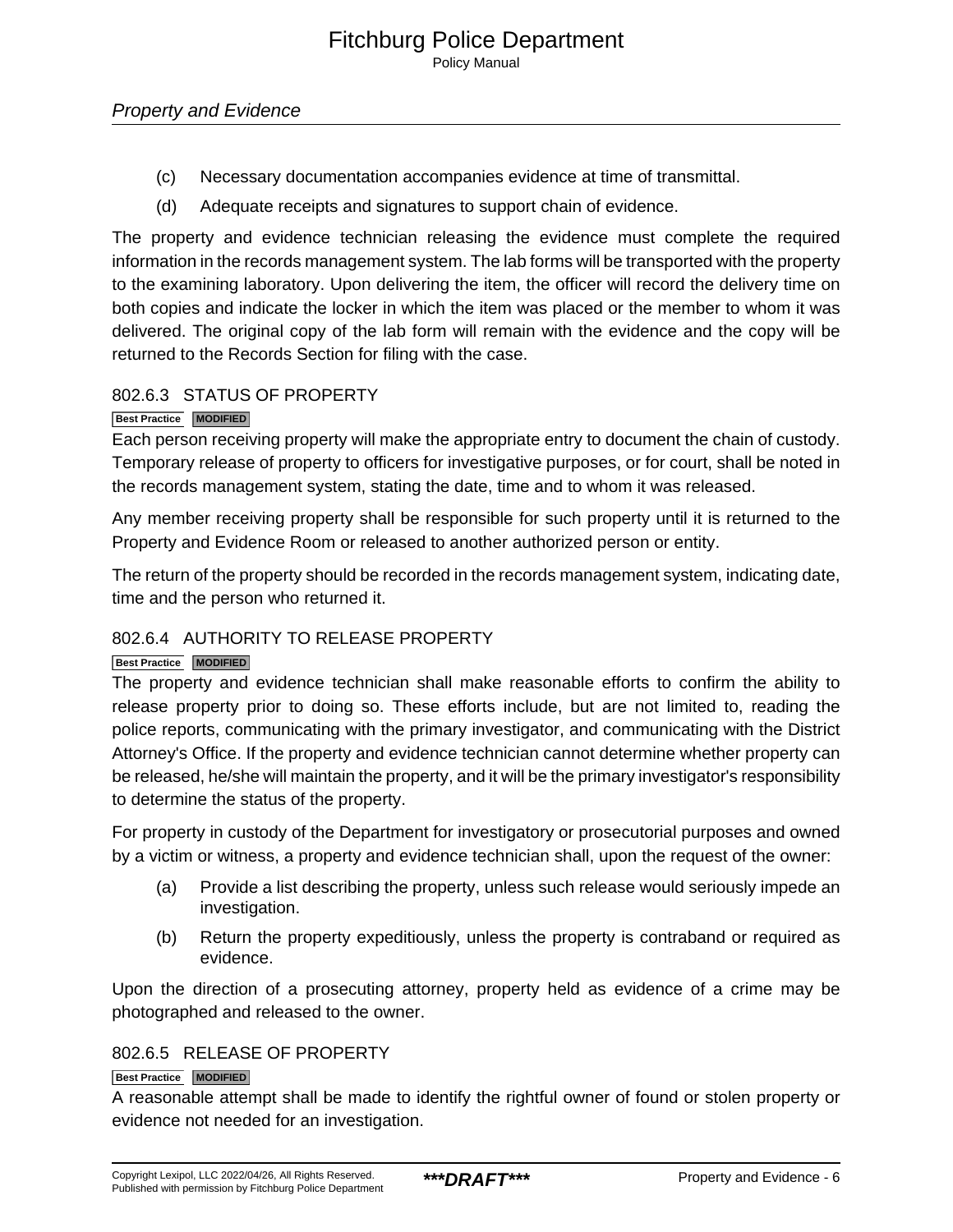(c) Necessary documentation accompanies evidence at time of transmittal.

(d) Adequate receipts and signatures to support chain of evidence.

The property and evidence technician releasing the evidence must complete the required information in the records management system. The lab forms will be transported with the property to the examining laboratory. Upon delivering the item, the officer will record the delivery time on both copies and indicate the locker in which the item was placed or the member to whom it was delivered. The original copy of the lab form will remain with the evidence and the copy will be returned to the Records Section for filing with the case.

### 802.6.3 STATUS OF PROPERTY

**Best Practice** **MODIFIED**

Each person receiving property will make the appropriate entry to document the chain of custody. Temporary release of property to officers for investigative purposes, or for court, shall be noted in the records management system, stating the date, time and to whom it was released.

Any member receiving property shall be responsible for such property until it is returned to the Property and Evidence Room or released to another authorized person or entity.

The return of the property should be recorded in the records management system, indicating date, time and the person who returned it.

### 802.6.4 AUTHORITY TO RELEASE PROPERTY

**Best Practice** **MODIFIED**

The property and evidence technician shall make reasonable efforts to confirm the ability to release property prior to doing so. These efforts include, but are not limited to, reading the police reports, communicating with the primary investigator, and communicating with the District Attorney's Office. If the property and evidence technician cannot determine whether property can be released, he/she will maintain the property, and it will be the primary investigator's responsibility to determine the status of the property.

For property in custody of the Department for investigatory or prosecutorial purposes and owned by a victim or witness, a property and evidence technician shall, upon the request of the owner:

(a) Provide a list describing the property, unless such release would seriously impede an investigation.

(b) Return the property expeditiously, unless the property is contraband or required as evidence.

Upon the direction of a prosecuting attorney, property held as evidence of a crime may be photographed and released to the owner.

### 802.6.5 RELEASE OF PROPERTY

**Best Practice** **MODIFIED**

A reasonable attempt shall be made to identify the rightful owner of found or stolen property or evidence not needed for an investigation.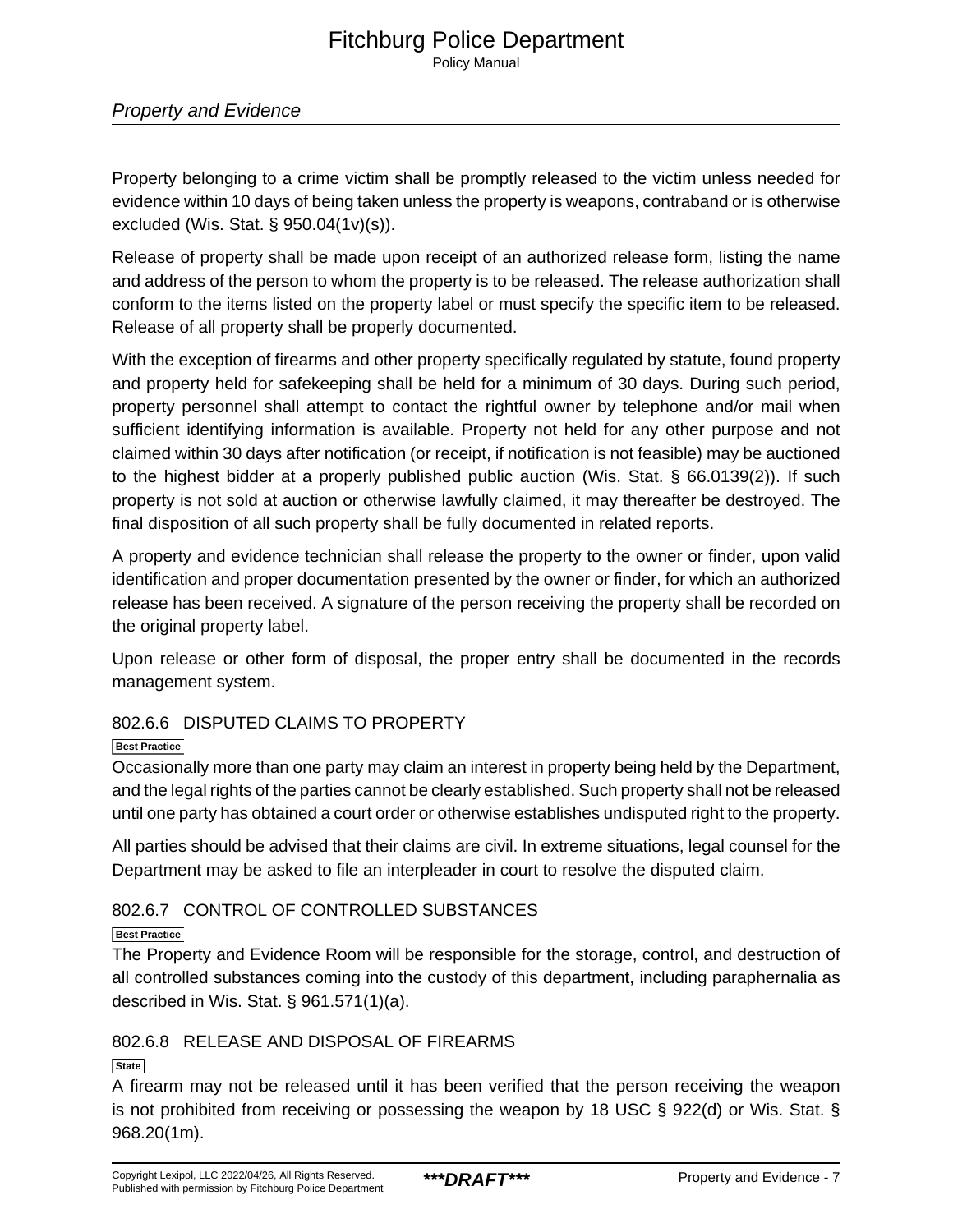Property belonging to a crime victim shall be promptly released to the victim unless needed for evidence within 10 days of being taken unless the property is weapons, contraband or is otherwise excluded (Wis. Stat. § 950.04(1v)(s)).

Release of property shall be made upon receipt of an authorized release form, listing the name and address of the person to whom the property is to be released. The release authorization shall conform to the items listed on the property label or must specify the specific item to be released. Release of all property shall be properly documented.

With the exception of firearms and other property specifically regulated by statute, found property and property held for safekeeping shall be held for a minimum of 30 days. During such period, property personnel shall attempt to contact the rightful owner by telephone and/or mail when sufficient identifying information is available. Property not held for any other purpose and not claimed within 30 days after notification (or receipt, if notification is not feasible) may be auctioned to the highest bidder at a properly published public auction (Wis. Stat. § 66.0139(2)). If such property is not sold at auction or otherwise lawfully claimed, it may thereafter be destroyed. The final disposition of all such property shall be fully documented in related reports.

A property and evidence technician shall release the property to the owner or finder, upon valid identification and proper documentation presented by the owner or finder, for which an authorized release has been received. A signature of the person receiving the property shall be recorded on the original property label.

Upon release or other form of disposal, the proper entry shall be documented in the records management system.

### 802.6.6 DISPUTED CLAIMS TO PROPERTY

Best Practice

Occasionally more than one party may claim an interest in property being held by the Department, and the legal rights of the parties cannot be clearly established. Such property shall not be released until one party has obtained a court order or otherwise establishes undisputed right to the property.

All parties should be advised that their claims are civil. In extreme situations, legal counsel for the Department may be asked to file an interpleader in court to resolve the disputed claim.

### 802.6.7 CONTROL OF CONTROLLED SUBSTANCES

Best Practice

The Property and Evidence Room will be responsible for the storage, control, and destruction of all controlled substances coming into the custody of this department, including paraphernalia as described in Wis. Stat. § 961.571(1)(a).

### 802.6.8 RELEASE AND DISPOSAL OF FIREARMS

State

A firearm may not be released until it has been verified that the person receiving the weapon is not prohibited from receiving or possessing the weapon by 18 USC § 922(d) or Wis. Stat. § 968.20(1m).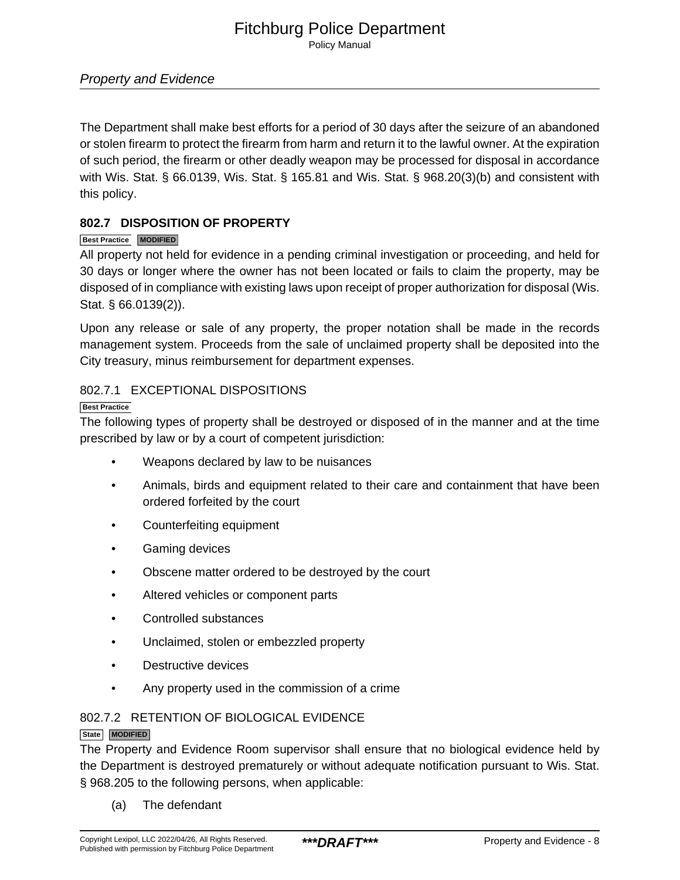The Department shall make best efforts for a period of 30 days after the seizure of an abandoned or stolen firearm to protect the firearm from harm and return it to the lawful owner. At the expiration of such period, the firearm or other deadly weapon may be processed for disposal in accordance with Wis. Stat. § 66.0139, Wis. Stat. § 165.81 and Wis. Stat. § 968.20(3)(b) and consistent with this policy.

## 802.7 DISPOSITION OF PROPERTY

Best Practice MODIFIED

All property not held for evidence in a pending criminal investigation or proceeding, and held for 30 days or longer where the owner has not been located or fails to claim the property, may be disposed of in compliance with existing laws upon receipt of proper authorization for disposal (Wis. Stat. § 66.0139(2)).

Upon any release or sale of any property, the proper notation shall be made in the records management system. Proceeds from the sale of unclaimed property shall be deposited into the City treasury, minus reimbursement for department expenses.

### 802.7.1 EXCEPTIONAL DISPOSITIONS

Best Practice

The following types of property shall be destroyed or disposed of in the manner and at the time prescribed by law or by a court of competent jurisdiction:

- Weapons declared by law to be nuisances
- Animals, birds and equipment related to their care and containment that have been ordered forfeited by the court
- Counterfeiting equipment
- Gaming devices
- Obscene matter ordered to be destroyed by the court
- Altered vehicles or component parts
- Controlled substances
- Unclaimed, stolen or embezzled property
- Destructive devices
- Any property used in the commission of a crime

### 802.7.2 RETENTION OF BIOLOGICAL EVIDENCE

State MODIFIED

The Property and Evidence Room supervisor shall ensure that no biological evidence held by the Department is destroyed prematurely or without adequate notification pursuant to Wis. Stat. § 968.205 to the following persons, when applicable:

(a) The defendant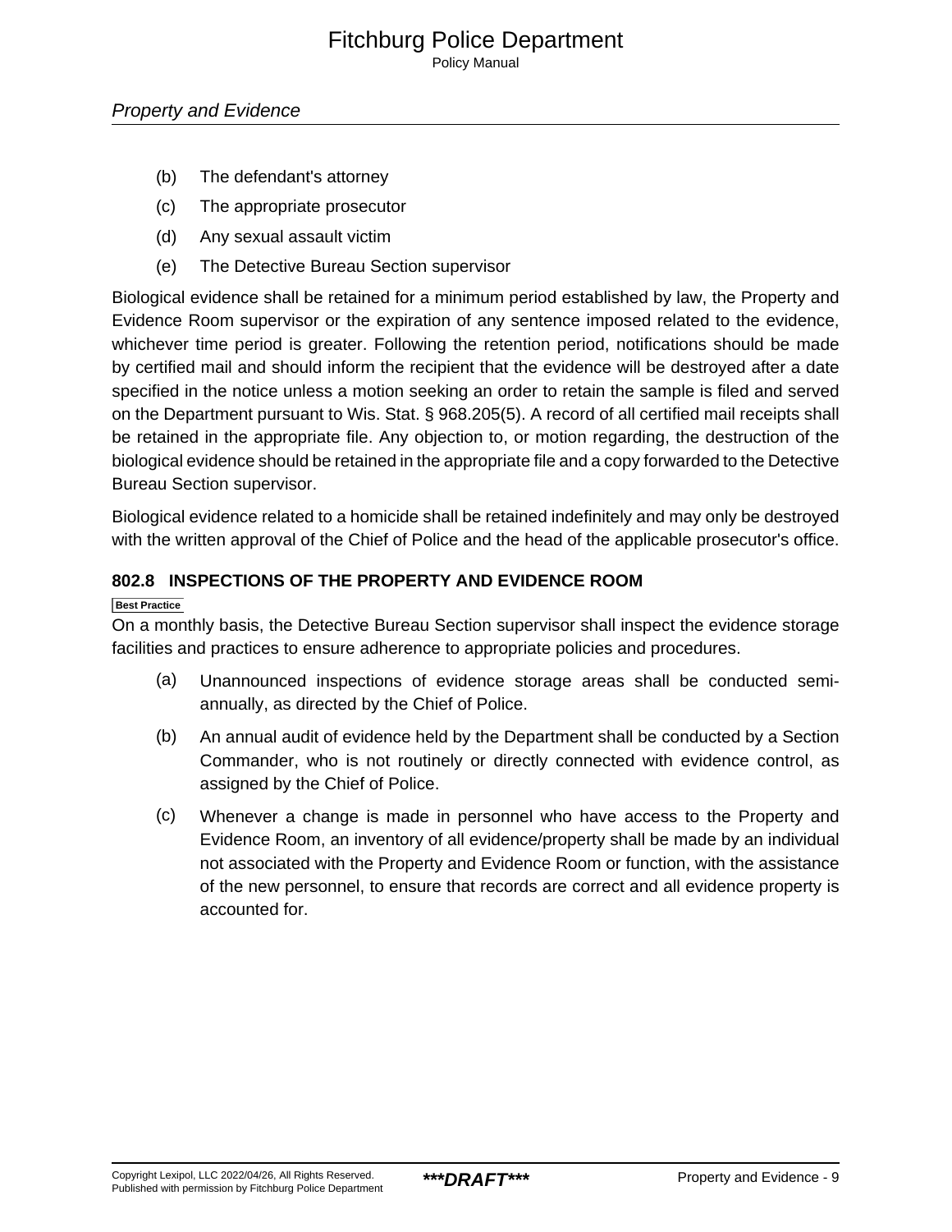(b) The defendant's attorney

(c) The appropriate prosecutor

(d) Any sexual assault victim

(e) The Detective Bureau Section supervisor

Biological evidence shall be retained for a minimum period established by law, the Property and Evidence Room supervisor or the expiration of any sentence imposed related to the evidence, whichever time period is greater. Following the retention period, notifications should be made by certified mail and should inform the recipient that the evidence will be destroyed after a date specified in the notice unless a motion seeking an order to retain the sample is filed and served on the Department pursuant to Wis. Stat. § 968.205(5). A record of all certified mail receipts shall be retained in the appropriate file. Any objection to, or motion regarding, the destruction of the biological evidence should be retained in the appropriate file and a copy forwarded to the Detective Bureau Section supervisor.

Biological evidence related to a homicide shall be retained indefinitely and may only be destroyed with the written approval of the Chief of Police and the head of the applicable prosecutor's office.

### 802.8 INSPECTIONS OF THE PROPERTY AND EVIDENCE ROOM

**Best Practice**

On a monthly basis, the Detective Bureau Section supervisor shall inspect the evidence storage facilities and practices to ensure adherence to appropriate policies and procedures.

(a) Unannounced inspections of evidence storage areas shall be conducted semi-annually, as directed by the Chief of Police.

(b) An annual audit of evidence held by the Department shall be conducted by a Section Commander, who is not routinely or directly connected with evidence control, as assigned by the Chief of Police.

(c) Whenever a change is made in personnel who have access to the Property and Evidence Room, an inventory of all evidence/property shall be made by an individual not associated with the Property and Evidence Room or function, with the assistance of the new personnel, to ensure that records are correct and all evidence property is accounted for.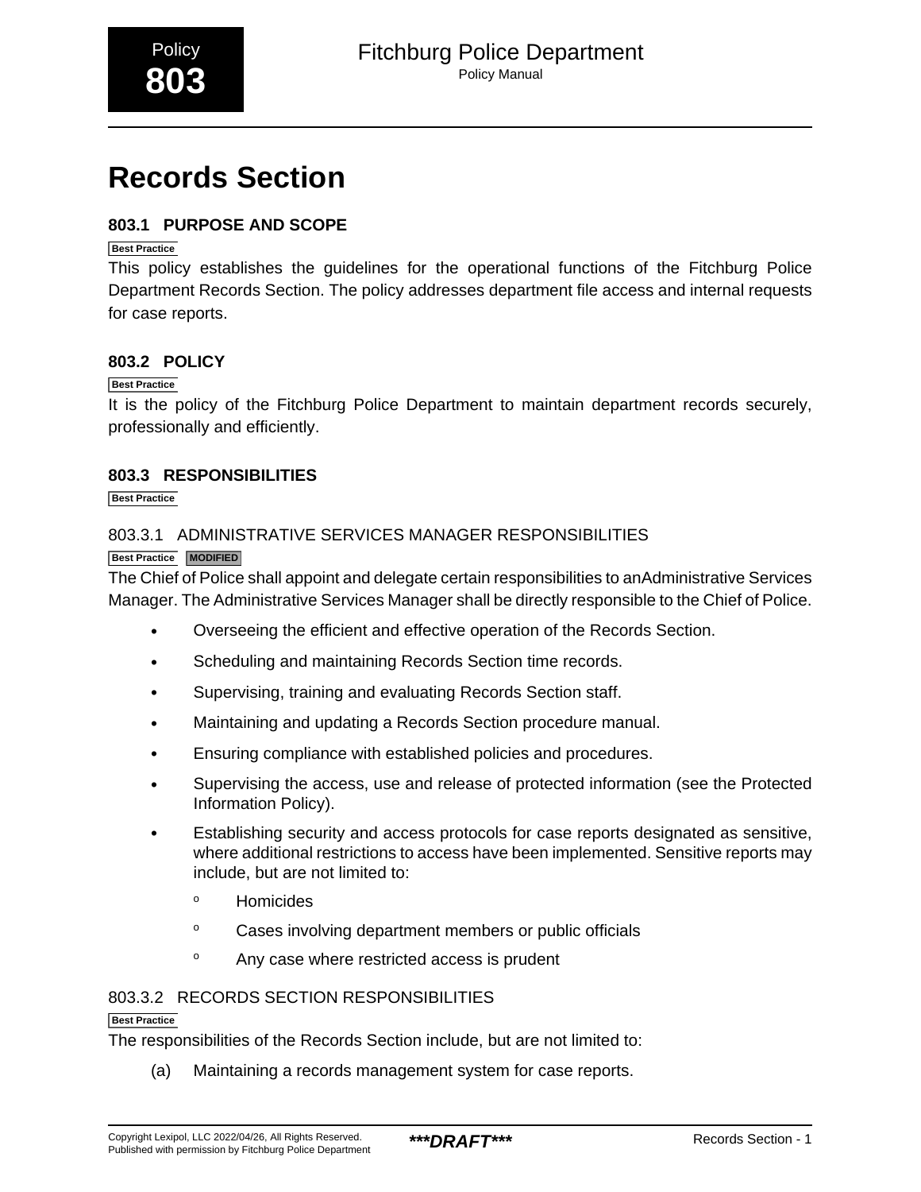# Records Section

## 803.1 PURPOSE AND SCOPE

Best Practice

This policy establishes the guidelines for the operational functions of the Fitchburg Police Department Records Section. The policy addresses department file access and internal requests for case reports.

## 803.2 POLICY

Best Practice

It is the policy of the Fitchburg Police Department to maintain department records securely, professionally and efficiently.

## 803.3 RESPONSIBILITIES

Best Practice

### 803.3.1 ADMINISTRATIVE SERVICES MANAGER RESPONSIBILITIES

Best Practice MODIFIED

The Chief of Police shall appoint and delegate certain responsibilities to anAdministrative Services Manager. The Administrative Services Manager shall be directly responsible to the Chief of Police.

- Overseeing the efficient and effective operation of the Records Section.
- Scheduling and maintaining Records Section time records.
- Supervising, training and evaluating Records Section staff.
- Maintaining and updating a Records Section procedure manual.
- Ensuring compliance with established policies and procedures.
- Supervising the access, use and release of protected information (see the Protected Information Policy).
- Establishing security and access protocols for case reports designated as sensitive, where additional restrictions to access have been implemented. Sensitive reports may include, but are not limited to:
  - Homicides
  - Cases involving department members or public officials
  - Any case where restricted access is prudent

### 803.3.2 RECORDS SECTION RESPONSIBILITIES

Best Practice

The responsibilities of the Records Section include, but are not limited to:

(a) Maintaining a records management system for case reports.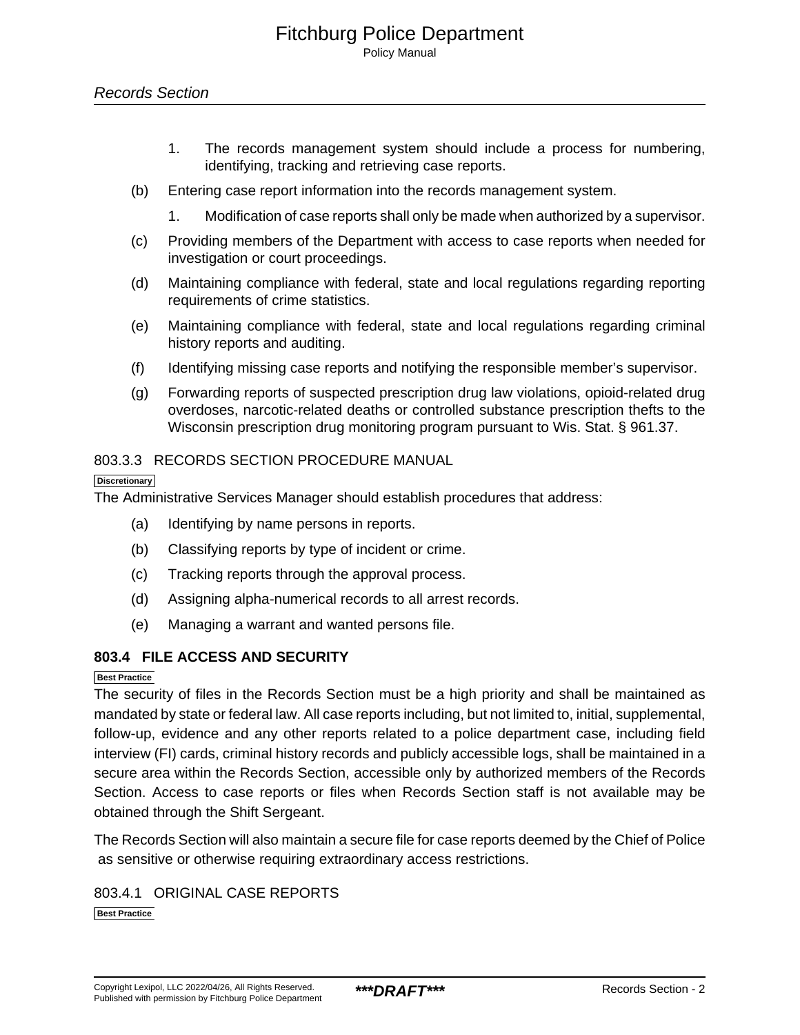1. The records management system should include a process for numbering, identifying, tracking and retrieving case reports.

(b) Entering case report information into the records management system.

1. Modification of case reports shall only be made when authorized by a supervisor.

(c) Providing members of the Department with access to case reports when needed for investigation or court proceedings.

(d) Maintaining compliance with federal, state and local regulations regarding reporting requirements of crime statistics.

(e) Maintaining compliance with federal, state and local regulations regarding criminal history reports and auditing.

(f) Identifying missing case reports and notifying the responsible member's supervisor.

(g) Forwarding reports of suspected prescription drug law violations, opioid-related drug overdoses, narcotic-related deaths or controlled substance prescription thefts to the Wisconsin prescription drug monitoring program pursuant to Wis. Stat. § 961.37.

### 803.3.3 RECORDS SECTION PROCEDURE MANUAL

Discretionary

The Administrative Services Manager should establish procedures that address:

(a) Identifying by name persons in reports.

(b) Classifying reports by type of incident or crime.

(c) Tracking reports through the approval process.

(d) Assigning alpha-numerical records to all arrest records.

(e) Managing a warrant and wanted persons file.

## 803.4 FILE ACCESS AND SECURITY

Best Practice

The security of files in the Records Section must be a high priority and shall be maintained as mandated by state or federal law. All case reports including, but not limited to, initial, supplemental, follow-up, evidence and any other reports related to a police department case, including field interview (FI) cards, criminal history records and publicly accessible logs, shall be maintained in a secure area within the Records Section, accessible only by authorized members of the Records Section. Access to case reports or files when Records Section staff is not available may be obtained through the Shift Sergeant.

The Records Section will also maintain a secure file for case reports deemed by the Chief of Police as sensitive or otherwise requiring extraordinary access restrictions.

### 803.4.1 ORIGINAL CASE REPORTS

Best Practice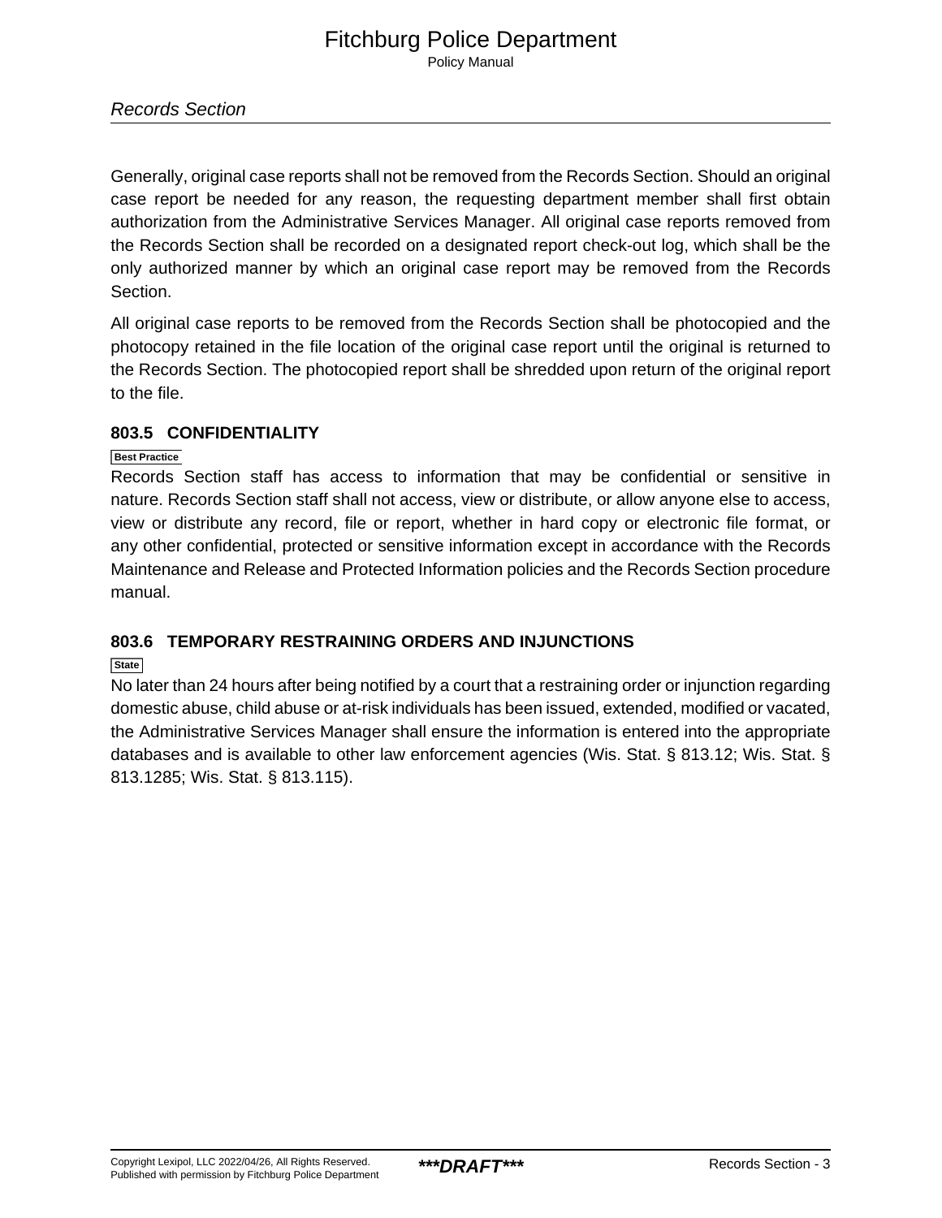Generally, original case reports shall not be removed from the Records Section. Should an original case report be needed for any reason, the requesting department member shall first obtain authorization from the Administrative Services Manager. All original case reports removed from the Records Section shall be recorded on a designated report check-out log, which shall be the only authorized manner by which an original case report may be removed from the Records Section.

All original case reports to be removed from the Records Section shall be photocopied and the photocopy retained in the file location of the original case report until the original is returned to the Records Section. The photocopied report shall be shredded upon return of the original report to the file.

### 803.5 CONFIDENTIALITY

Best Practice

Records Section staff has access to information that may be confidential or sensitive in nature. Records Section staff shall not access, view or distribute, or allow anyone else to access, view or distribute any record, file or report, whether in hard copy or electronic file format, or any other confidential, protected or sensitive information except in accordance with the Records Maintenance and Release and Protected Information policies and the Records Section procedure manual.

### 803.6 TEMPORARY RESTRAINING ORDERS AND INJUNCTIONS

State

No later than 24 hours after being notified by a court that a restraining order or injunction regarding domestic abuse, child abuse or at-risk individuals has been issued, extended, modified or vacated, the Administrative Services Manager shall ensure the information is entered into the appropriate databases and is available to other law enforcement agencies (Wis. Stat. § 813.12; Wis. Stat. § 813.1285; Wis. Stat. § 813.115).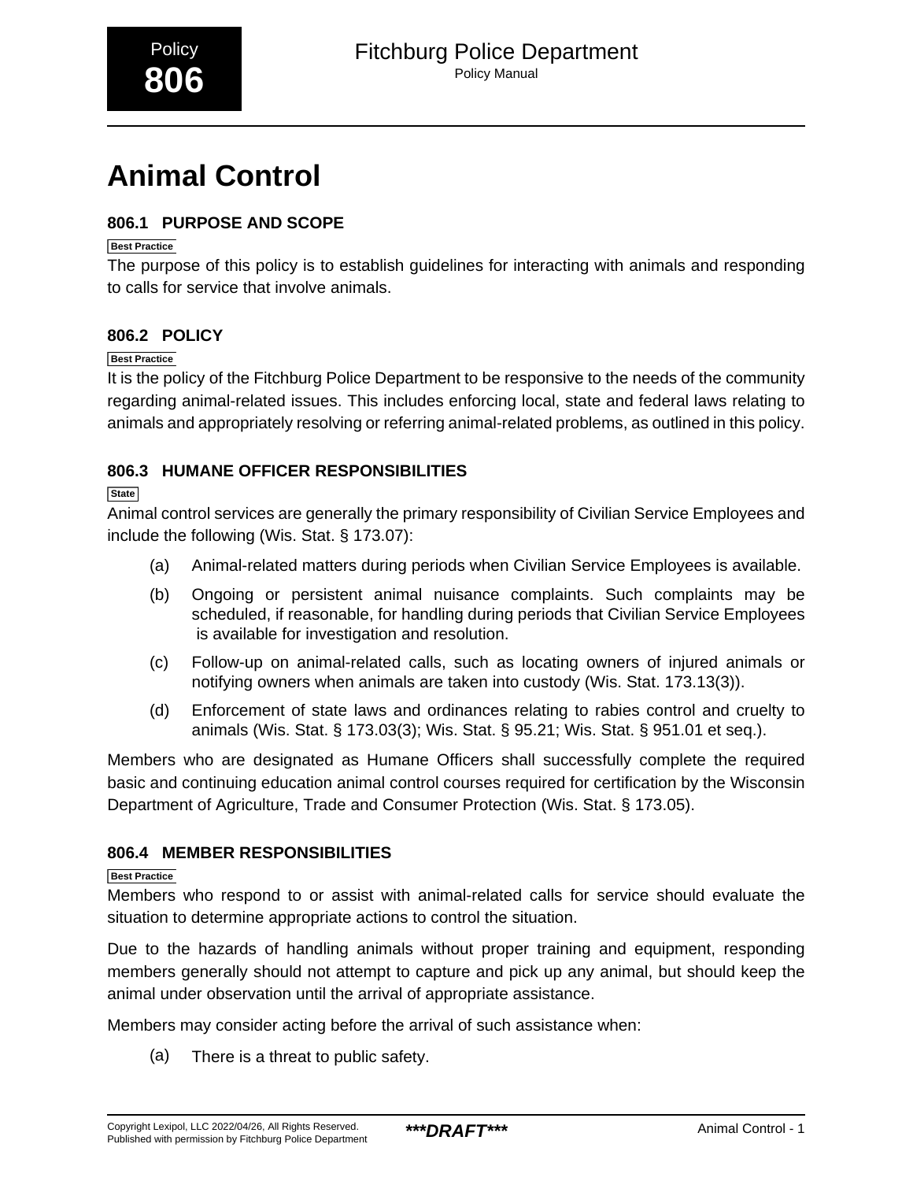# Animal Control

## 806.1 PURPOSE AND SCOPE

Best Practice

The purpose of this policy is to establish guidelines for interacting with animals and responding to calls for service that involve animals.

## 806.2 POLICY

Best Practice

It is the policy of the Fitchburg Police Department to be responsive to the needs of the community regarding animal-related issues. This includes enforcing local, state and federal laws relating to animals and appropriately resolving or referring animal-related problems, as outlined in this policy.

## 806.3 HUMANE OFFICER RESPONSIBILITIES

State

Animal control services are generally the primary responsibility of Civilian Service Employees and include the following (Wis. Stat. § 173.07):

(a) Animal-related matters during periods when Civilian Service Employees is available.

(b) Ongoing or persistent animal nuisance complaints. Such complaints may be scheduled, if reasonable, for handling during periods that Civilian Service Employees is available for investigation and resolution.

(c) Follow-up on animal-related calls, such as locating owners of injured animals or notifying owners when animals are taken into custody (Wis. Stat. 173.13(3)).

(d) Enforcement of state laws and ordinances relating to rabies control and cruelty to animals (Wis. Stat. § 173.03(3); Wis. Stat. § 95.21; Wis. Stat. § 951.01 et seq.).

Members who are designated as Humane Officers shall successfully complete the required basic and continuing education animal control courses required for certification by the Wisconsin Department of Agriculture, Trade and Consumer Protection (Wis. Stat. § 173.05).

## 806.4 MEMBER RESPONSIBILITIES

Best Practice

Members who respond to or assist with animal-related calls for service should evaluate the situation to determine appropriate actions to control the situation.

Due to the hazards of handling animals without proper training and equipment, responding members generally should not attempt to capture and pick up any animal, but should keep the animal under observation until the arrival of appropriate assistance.

Members may consider acting before the arrival of such assistance when:

(a) There is a threat to public safety.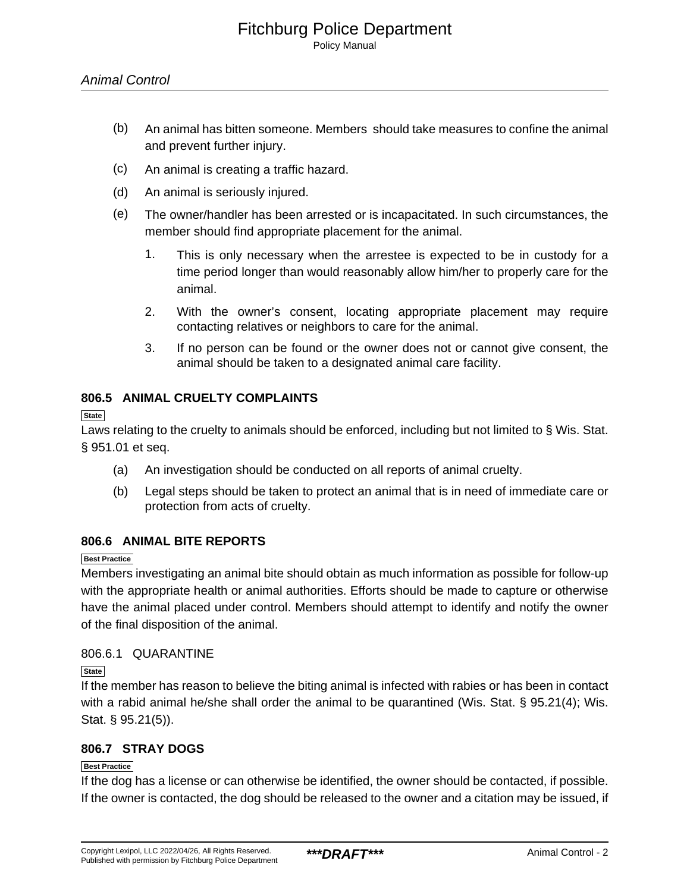(b) An animal has bitten someone. Members should take measures to confine the animal and prevent further injury.

(c) An animal is creating a traffic hazard.

(d) An animal is seriously injured.

(e) The owner/handler has been arrested or is incapacitated. In such circumstances, the member should find appropriate placement for the animal.

   1. This is only necessary when the arrestee is expected to be in custody for a time period longer than would reasonably allow him/her to properly care for the animal.

   2. With the owner's consent, locating appropriate placement may require contacting relatives or neighbors to care for the animal.

   3. If no person can be found or the owner does not or cannot give consent, the animal should be taken to a designated animal care facility.

## 806.5 ANIMAL CRUELTY COMPLAINTS

State

Laws relating to the cruelty to animals should be enforced, including but not limited to § Wis. Stat. § 951.01 et seq.

(a) An investigation should be conducted on all reports of animal cruelty.

(b) Legal steps should be taken to protect an animal that is in need of immediate care or protection from acts of cruelty.

## 806.6 ANIMAL BITE REPORTS

Best Practice

Members investigating an animal bite should obtain as much information as possible for follow-up with the appropriate health or animal authorities. Efforts should be made to capture or otherwise have the animal placed under control. Members should attempt to identify and notify the owner of the final disposition of the animal.

### 806.6.1 QUARANTINE

State

If the member has reason to believe the biting animal is infected with rabies or has been in contact with a rabid animal he/she shall order the animal to be quarantined (Wis. Stat. § 95.21(4); Wis. Stat. § 95.21(5)).

## 806.7 STRAY DOGS

Best Practice

If the dog has a license or can otherwise be identified, the owner should be contacted, if possible. If the owner is contacted, the dog should be released to the owner and a citation may be issued, if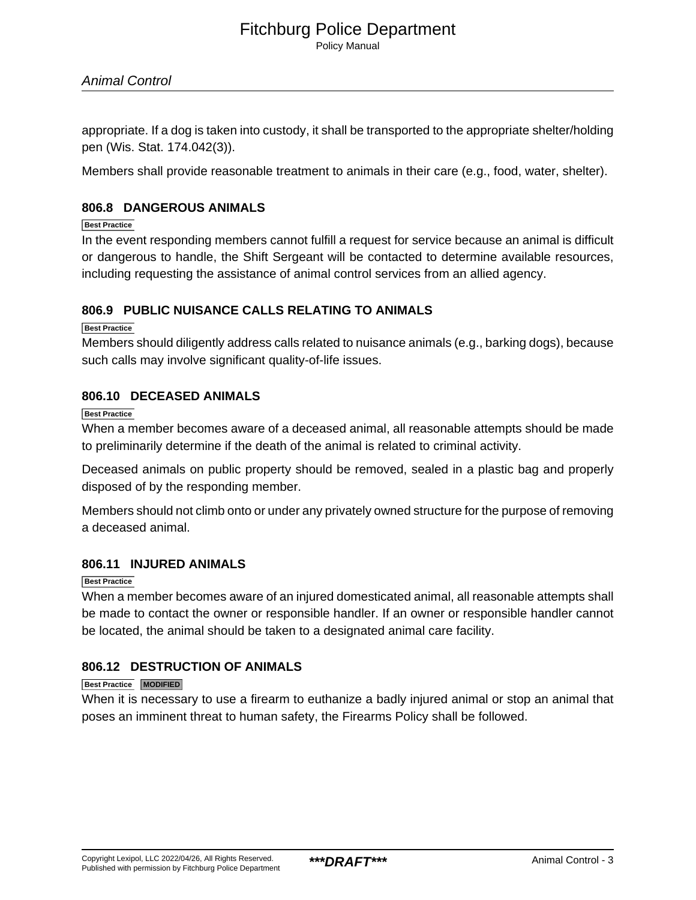appropriate. If a dog is taken into custody, it shall be transported to the appropriate shelter/holding pen (Wis. Stat. 174.042(3)).

Members shall provide reasonable treatment to animals in their care (e.g., food, water, shelter).

## 806.8 DANGEROUS ANIMALS

Best Practice

In the event responding members cannot fulfill a request for service because an animal is difficult or dangerous to handle, the Shift Sergeant will be contacted to determine available resources, including requesting the assistance of animal control services from an allied agency.

## 806.9 PUBLIC NUISANCE CALLS RELATING TO ANIMALS

Best Practice

Members should diligently address calls related to nuisance animals (e.g., barking dogs), because such calls may involve significant quality-of-life issues.

## 806.10 DECEASED ANIMALS

Best Practice

When a member becomes aware of a deceased animal, all reasonable attempts should be made to preliminarily determine if the death of the animal is related to criminal activity.

Deceased animals on public property should be removed, sealed in a plastic bag and properly disposed of by the responding member.

Members should not climb onto or under any privately owned structure for the purpose of removing a deceased animal.

## 806.11 INJURED ANIMALS

Best Practice

When a member becomes aware of an injured domesticated animal, all reasonable attempts shall be made to contact the owner or responsible handler. If an owner or responsible handler cannot be located, the animal should be taken to a designated animal care facility.

## 806.12 DESTRUCTION OF ANIMALS

Best Practice MODIFIED

When it is necessary to use a firearm to euthanize a badly injured animal or stop an animal that poses an imminent threat to human safety, the Firearms Policy shall be followed.